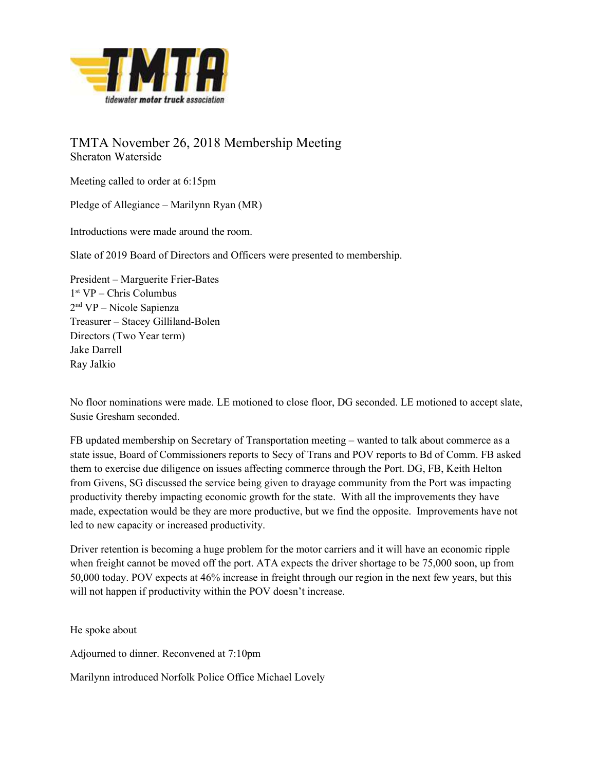# TMTA November 26, 2018 Membership Meeting

Sheraton Waterside

Meeting called to order at 6:15pm

Pledge of Allegiance – Marilynn Ryan (MR)

Introductions were made around the room.

Slate of 2019 Board of Directors and Officers were presented to membership.

President – Marguerite Frier-Bates
1st VP – Chris Columbus
2nd VP – Nicole Sapienza
Treasurer – Stacey Gilliland-Bolen
Directors (Two Year term)
Jake Darrell
Ray Jalkio

No floor nominations were made. LE motioned to close floor, DG seconded. LE motioned to accept slate, Susie Gresham seconded.

FB updated membership on Secretary of Transportation meeting – wanted to talk about commerce as a state issue, Board of Commissioners reports to Secy of Trans and POV reports to Bd of Comm. FB asked them to exercise due diligence on issues affecting commerce through the Port. DG, FB, Keith Helton from Givens, SG discussed the service being given to drayage community from the Port was impacting productivity thereby impacting economic growth for the state. With all the improvements they have made, expectation would be they are more productive, but we find the opposite. Improvements have not led to new capacity or increased productivity.

Driver retention is becoming a huge problem for the motor carriers and it will have an economic ripple when freight cannot be moved off the port. ATA expects the driver shortage to be 75,000 soon, up from 50,000 today. POV expects at 46% increase in freight through our region in the next few years, but this will not happen if productivity within the POV doesn't increase.

He spoke about

Adjourned to dinner. Reconvened at 7:10pm

Marilynn introduced Norfolk Police Office Michael Lovely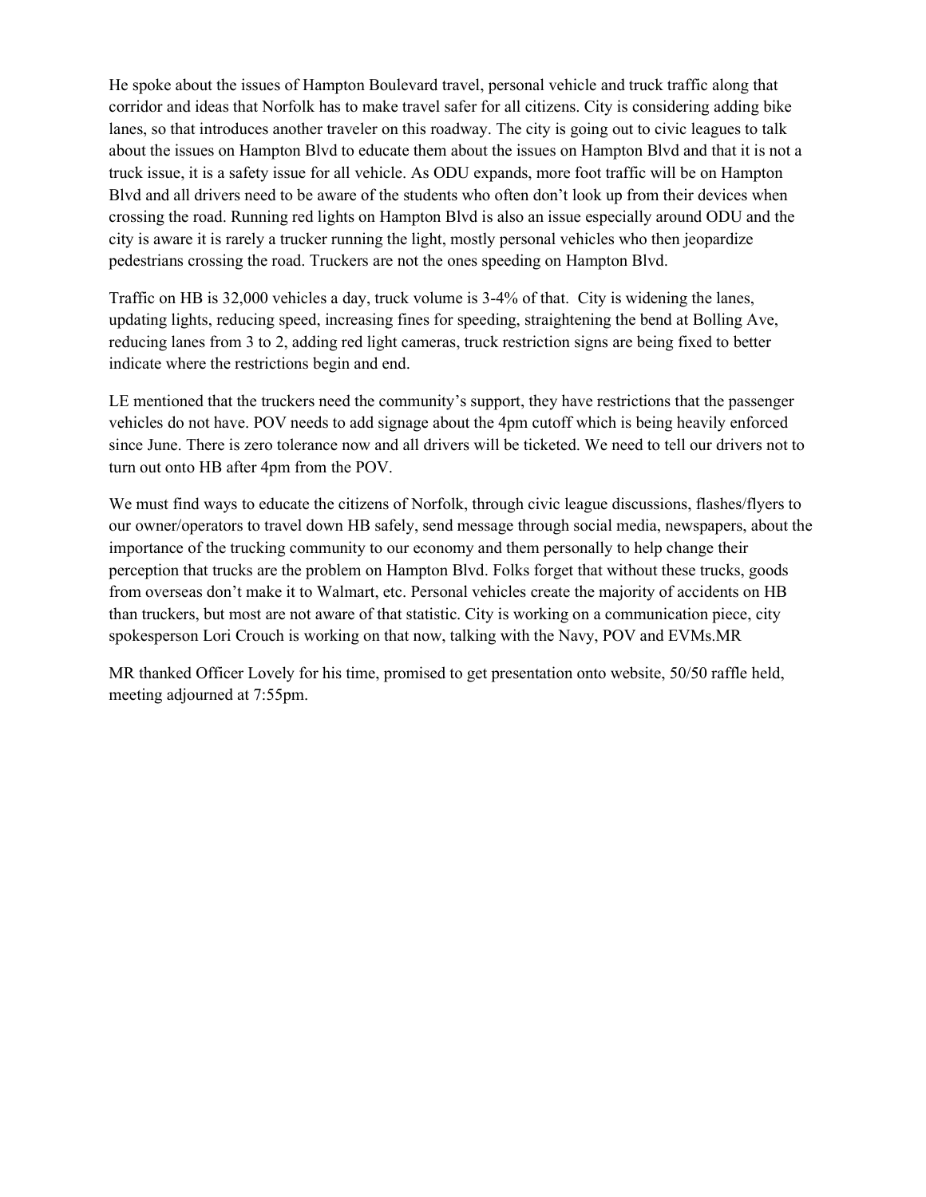He spoke about the issues of Hampton Boulevard travel, personal vehicle and truck traffic along that corridor and ideas that Norfolk has to make travel safer for all citizens. City is considering adding bike lanes, so that introduces another traveler on this roadway. The city is going out to civic leagues to talk about the issues on Hampton Blvd to educate them about the issues on Hampton Blvd and that it is not a truck issue, it is a safety issue for all vehicle. As ODU expands, more foot traffic will be on Hampton Blvd and all drivers need to be aware of the students who often don't look up from their devices when crossing the road. Running red lights on Hampton Blvd is also an issue especially around ODU and the city is aware it is rarely a trucker running the light, mostly personal vehicles who then jeopardize pedestrians crossing the road. Truckers are not the ones speeding on Hampton Blvd.

Traffic on HB is 32,000 vehicles a day, truck volume is 3-4% of that. City is widening the lanes, updating lights, reducing speed, increasing fines for speeding, straightening the bend at Bolling Ave, reducing lanes from 3 to 2, adding red light cameras, truck restriction signs are being fixed to better indicate where the restrictions begin and end.

LE mentioned that the truckers need the community's support, they have restrictions that the passenger vehicles do not have. POV needs to add signage about the 4pm cutoff which is being heavily enforced since June. There is zero tolerance now and all drivers will be ticketed. We need to tell our drivers not to turn out onto HB after 4pm from the POV.

We must find ways to educate the citizens of Norfolk, through civic league discussions, flashes/flyers to our owner/operators to travel down HB safely, send message through social media, newspapers, about the importance of the trucking community to our economy and them personally to help change their perception that trucks are the problem on Hampton Blvd. Folks forget that without these trucks, goods from overseas don't make it to Walmart, etc. Personal vehicles create the majority of accidents on HB than truckers, but most are not aware of that statistic. City is working on a communication piece, city spokesperson Lori Crouch is working on that now, talking with the Navy, POV and EVMs.MR

MR thanked Officer Lovely for his time, promised to get presentation onto website, 50/50 raffle held, meeting adjourned at 7:55pm.